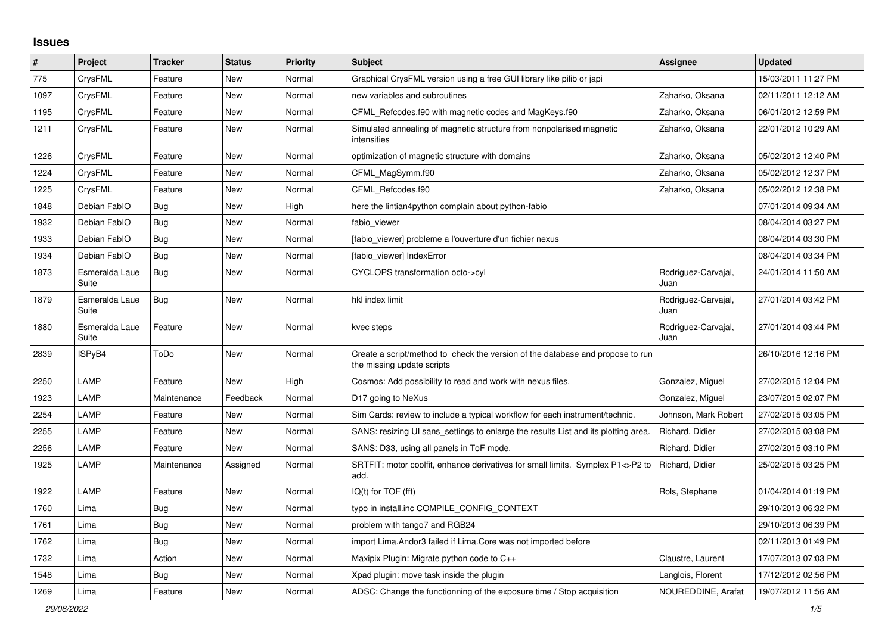# Issues

| # | Project | Tracker | Status | Priority | Subject | Assignee | Updated |
|---|---|---|---|---|---|---|---|
| 775 | CrysFML | Feature | New | Normal | Graphical CrysFML version using a free GUI library like pilib or japi | | 15/03/2011 11:27 PM |
| 1097 | CrysFML | Feature | New | Normal | new variables and subroutines | Zaharko, Oksana | 02/11/2011 12:12 AM |
| 1195 | CrysFML | Feature | New | Normal | CFML_Refcodes.f90 with magnetic codes and MagKeys.f90 | Zaharko, Oksana | 06/01/2012 12:59 PM |
| 1211 | CrysFML | Feature | New | Normal | Simulated annealing of magnetic structure from nonpolarised magnetic intensities | Zaharko, Oksana | 22/01/2012 10:29 AM |
| 1226 | CrysFML | Feature | New | Normal | optimization of magnetic structure with domains | Zaharko, Oksana | 05/02/2012 12:40 PM |
| 1224 | CrysFML | Feature | New | Normal | CFML_MagSymm.f90 | Zaharko, Oksana | 05/02/2012 12:37 PM |
| 1225 | CrysFML | Feature | New | Normal | CFML_Refcodes.f90 | Zaharko, Oksana | 05/02/2012 12:38 PM |
| 1848 | Debian FabIO | Bug | New | High | here the lintian4python complain about python-fabio | | 07/01/2014 09:34 AM |
| 1932 | Debian FabIO | Bug | New | Normal | fabio_viewer | | 08/04/2014 03:27 PM |
| 1933 | Debian FabIO | Bug | New | Normal | [fabio_viewer] probleme a l'ouverture d'un fichier nexus | | 08/04/2014 03:30 PM |
| 1934 | Debian FabIO | Bug | New | Normal | [fabio_viewer] IndexError | | 08/04/2014 03:34 PM |
| 1873 | Esmeralda Laue Suite | Bug | New | Normal | CYCLOPS transformation octo->cyl | Rodriguez-Carvajal, Juan | 24/01/2014 11:50 AM |
| 1879 | Esmeralda Laue Suite | Bug | New | Normal | hkl index limit | Rodriguez-Carvajal, Juan | 27/01/2014 03:42 PM |
| 1880 | Esmeralda Laue Suite | Feature | New | Normal | kvec steps | Rodriguez-Carvajal, Juan | 27/01/2014 03:44 PM |
| 2839 | ISPyB4 | ToDo | New | Normal | Create a script/method to check the version of the database and propose to run the missing update scripts | | 26/10/2016 12:16 PM |
| 2250 | LAMP | Feature | New | High | Cosmos: Add possibility to read and work with nexus files. | Gonzalez, Miguel | 27/02/2015 12:04 PM |
| 1923 | LAMP | Maintenance | Feedback | Normal | D17 going to NeXus | Gonzalez, Miguel | 23/07/2015 02:07 PM |
| 2254 | LAMP | Feature | New | Normal | Sim Cards: review to include a typical workflow for each instrument/technic. | Johnson, Mark Robert | 27/02/2015 03:05 PM |
| 2255 | LAMP | Feature | New | Normal | SANS: resizing UI sans_settings to enlarge the results List and its plotting area. | Richard, Didier | 27/02/2015 03:08 PM |
| 2256 | LAMP | Feature | New | Normal | SANS: D33, using all panels in ToF mode. | Richard, Didier | 27/02/2015 03:10 PM |
| 1925 | LAMP | Maintenance | Assigned | Normal | SRTFIT: motor coolfit, enhance derivatives for small limits. Symplex P1<>P2 to add. | Richard, Didier | 25/02/2015 03:25 PM |
| 1922 | LAMP | Feature | New | Normal | IQ(t) for TOF (fft) | Rols, Stephane | 01/04/2014 01:19 PM |
| 1760 | Lima | Bug | New | Normal | typo in install.inc COMPILE_CONFIG_CONTEXT | | 29/10/2013 06:32 PM |
| 1761 | Lima | Bug | New | Normal | problem with tango7 and RGB24 | | 29/10/2013 06:39 PM |
| 1762 | Lima | Bug | New | Normal | import Lima.Andor3 failed if Lima.Core was not imported before | | 02/11/2013 01:49 PM |
| 1732 | Lima | Action | New | Normal | Maxipix Plugin: Migrate python code to C++ | Claustre, Laurent | 17/07/2013 07:03 PM |
| 1548 | Lima | Bug | New | Normal | Xpad plugin: move task inside the plugin | Langlois, Florent | 17/12/2012 02:56 PM |
| 1269 | Lima | Feature | New | Normal | ADSC: Change the functionning of the exposure time / Stop acquisition | NOUREDDINE, Arafat | 19/07/2012 11:56 AM |

*29/06/2022*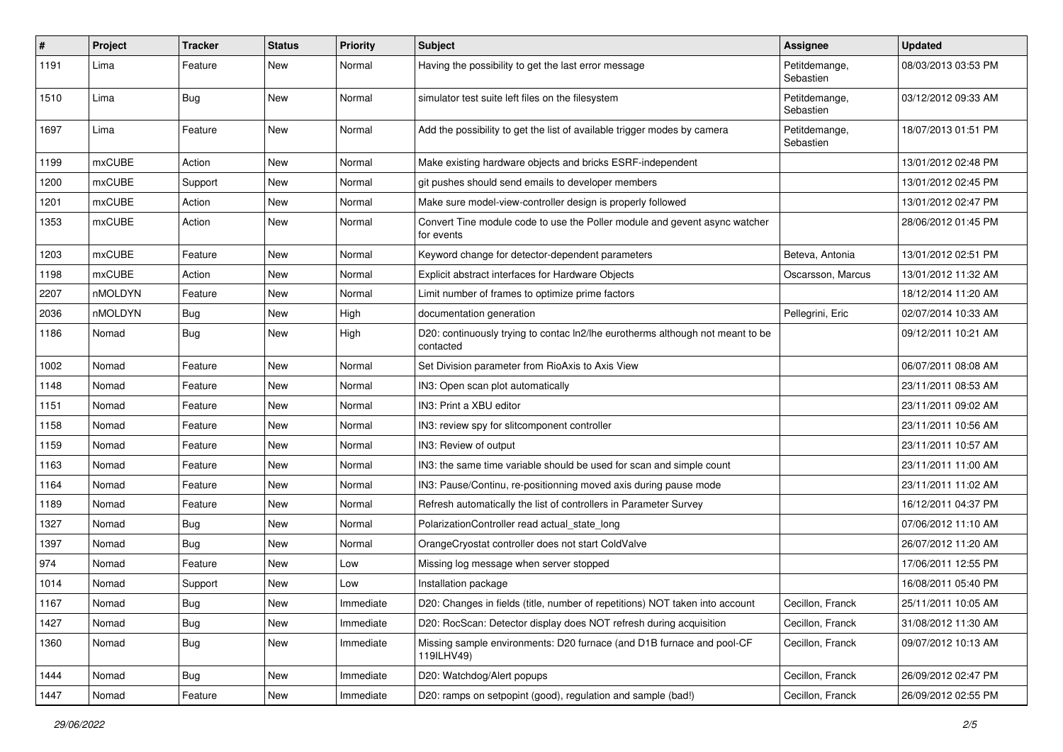| # | Project | Tracker | Status | Priority | Subject | Assignee | Updated |
|---|---|---|---|---|---|---|---|
| 1191 | Lima | Feature | New | Normal | Having the possibility to get the last error message | Petitdemange, Sebastien | 08/03/2013 03:53 PM |
| 1510 | Lima | Bug | New | Normal | simulator test suite left files on the filesystem | Petitdemange, Sebastien | 03/12/2012 09:33 AM |
| 1697 | Lima | Feature | New | Normal | Add the possibility to get the list of available trigger modes by camera | Petitdemange, Sebastien | 18/07/2013 01:51 PM |
| 1199 | mxCUBE | Action | New | Normal | Make existing hardware objects and bricks ESRF-independent | | 13/01/2012 02:48 PM |
| 1200 | mxCUBE | Support | New | Normal | git pushes should send emails to developer members | | 13/01/2012 02:45 PM |
| 1201 | mxCUBE | Action | New | Normal | Make sure model-view-controller design is properly followed | | 13/01/2012 02:47 PM |
| 1353 | mxCUBE | Action | New | Normal | Convert Tine module code to use the Poller module and gevent async watcher for events | | 28/06/2012 01:45 PM |
| 1203 | mxCUBE | Feature | New | Normal | Keyword change for detector-dependent parameters | Beteva, Antonia | 13/01/2012 02:51 PM |
| 1198 | mxCUBE | Action | New | Normal | Explicit abstract interfaces for Hardware Objects | Oscarsson, Marcus | 13/01/2012 11:32 AM |
| 2207 | nMOLDYN | Feature | New | Normal | Limit number of frames to optimize prime factors | | 18/12/2014 11:20 AM |
| 2036 | nMOLDYN | Bug | New | High | documentation generation | Pellegrini, Eric | 02/07/2014 10:33 AM |
| 1186 | Nomad | Bug | New | High | D20: continuously trying to contac ln2/lhe eurotherms although not meant to be contacted | | 09/12/2011 10:21 AM |
| 1002 | Nomad | Feature | New | Normal | Set Division parameter from RioAxis to Axis View | | 06/07/2011 08:08 AM |
| 1148 | Nomad | Feature | New | Normal | IN3: Open scan plot automatically | | 23/11/2011 08:53 AM |
| 1151 | Nomad | Feature | New | Normal | IN3: Print a XBU editor | | 23/11/2011 09:02 AM |
| 1158 | Nomad | Feature | New | Normal | IN3: review spy for slitcomponent controller | | 23/11/2011 10:56 AM |
| 1159 | Nomad | Feature | New | Normal | IN3: Review of output | | 23/11/2011 10:57 AM |
| 1163 | Nomad | Feature | New | Normal | IN3: the same time variable should be used for scan and simple count | | 23/11/2011 11:00 AM |
| 1164 | Nomad | Feature | New | Normal | IN3: Pause/Continu, re-positionning moved axis during pause mode | | 23/11/2011 11:02 AM |
| 1189 | Nomad | Feature | New | Normal | Refresh automatically the list of controllers in Parameter Survey | | 16/12/2011 04:37 PM |
| 1327 | Nomad | Bug | New | Normal | PolarizationController read actual_state_long | | 07/06/2012 11:10 AM |
| 1397 | Nomad | Bug | New | Normal | OrangeCryostat controller does not start ColdValve | | 26/07/2012 11:20 AM |
| 974 | Nomad | Feature | New | Low | Missing log message when server stopped | | 17/06/2011 12:55 PM |
| 1014 | Nomad | Support | New | Low | Installation package | | 16/08/2011 05:40 PM |
| 1167 | Nomad | Bug | New | Immediate | D20: Changes in fields (title, number of repetitions) NOT taken into account | Cecillon, Franck | 25/11/2011 10:05 AM |
| 1427 | Nomad | Bug | New | Immediate | D20: RocScan: Detector display does NOT refresh during acquisition | Cecillon, Franck | 31/08/2012 11:30 AM |
| 1360 | Nomad | Bug | New | Immediate | Missing sample environments: D20 furnace (and D1B furnace and pool-CF 119ILHV49) | Cecillon, Franck | 09/07/2012 10:13 AM |
| 1444 | Nomad | Bug | New | Immediate | D20: Watchdog/Alert popups | Cecillon, Franck | 26/09/2012 02:47 PM |
| 1447 | Nomad | Feature | New | Immediate | D20: ramps on setpopint (good), regulation and sample (bad!) | Cecillon, Franck | 26/09/2012 02:55 PM |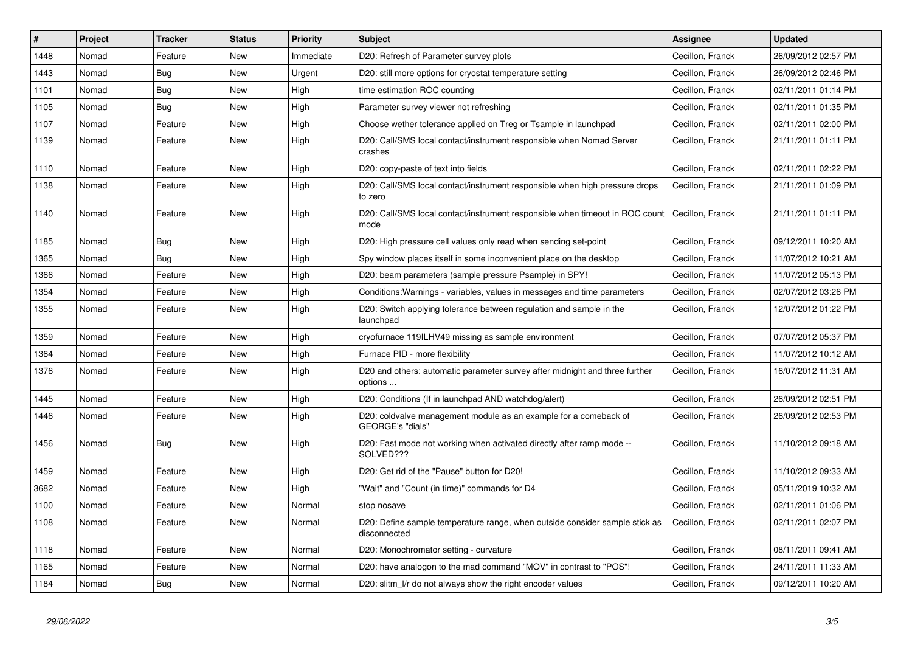| # | Project | Tracker | Status | Priority | Subject | Assignee | Updated |
|---|---|---|---|---|---|---|---|
| 1448 | Nomad | Feature | New | Immediate | D20: Refresh of Parameter survey plots | Cecillon, Franck | 26/09/2012 02:57 PM |
| 1443 | Nomad | Bug | New | Urgent | D20: still more options for cryostat temperature setting | Cecillon, Franck | 26/09/2012 02:46 PM |
| 1101 | Nomad | Bug | New | High | time estimation ROC counting | Cecillon, Franck | 02/11/2011 01:14 PM |
| 1105 | Nomad | Bug | New | High | Parameter survey viewer not refreshing | Cecillon, Franck | 02/11/2011 01:35 PM |
| 1107 | Nomad | Feature | New | High | Choose wether tolerance applied on Treg or Tsample in launchpad | Cecillon, Franck | 02/11/2011 02:00 PM |
| 1139 | Nomad | Feature | New | High | D20: Call/SMS local contact/instrument responsible when Nomad Server crashes | Cecillon, Franck | 21/11/2011 01:11 PM |
| 1110 | Nomad | Feature | New | High | D20: copy-paste of text into fields | Cecillon, Franck | 02/11/2011 02:22 PM |
| 1138 | Nomad | Feature | New | High | D20: Call/SMS local contact/instrument responsible when high pressure drops to zero | Cecillon, Franck | 21/11/2011 01:09 PM |
| 1140 | Nomad | Feature | New | High | D20: Call/SMS local contact/instrument responsible when timeout in ROC count mode | Cecillon, Franck | 21/11/2011 01:11 PM |
| 1185 | Nomad | Bug | New | High | D20: High pressure cell values only read when sending set-point | Cecillon, Franck | 09/12/2011 10:20 AM |
| 1365 | Nomad | Bug | New | High | Spy window places itself in some inconvenient place on the desktop | Cecillon, Franck | 11/07/2012 10:21 AM |
| 1366 | Nomad | Feature | New | High | D20: beam parameters (sample pressure Psample) in SPY! | Cecillon, Franck | 11/07/2012 05:13 PM |
| 1354 | Nomad | Feature | New | High | Conditions:Warnings - variables, values in messages and time parameters | Cecillon, Franck | 02/07/2012 03:26 PM |
| 1355 | Nomad | Feature | New | High | D20: Switch applying tolerance between regulation and sample in the launchpad | Cecillon, Franck | 12/07/2012 01:22 PM |
| 1359 | Nomad | Feature | New | High | cryofurnace 119ILHV49 missing as sample environment | Cecillon, Franck | 07/07/2012 05:37 PM |
| 1364 | Nomad | Feature | New | High | Furnace PID - more flexibility | Cecillon, Franck | 11/07/2012 10:12 AM |
| 1376 | Nomad | Feature | New | High | D20 and others: automatic parameter survey after midnight and three further options ... | Cecillon, Franck | 16/07/2012 11:31 AM |
| 1445 | Nomad | Feature | New | High | D20: Conditions (If in launchpad AND watchdog/alert) | Cecillon, Franck | 26/09/2012 02:51 PM |
| 1446 | Nomad | Feature | New | High | D20: coldvalve management module as an example for a comeback of GEORGE's "dials" | Cecillon, Franck | 26/09/2012 02:53 PM |
| 1456 | Nomad | Bug | New | High | D20: Fast mode not working when activated directly after ramp mode -- SOLVED??? | Cecillon, Franck | 11/10/2012 09:18 AM |
| 1459 | Nomad | Feature | New | High | D20: Get rid of the "Pause" button for D20! | Cecillon, Franck | 11/10/2012 09:33 AM |
| 3682 | Nomad | Feature | New | High | "Wait" and "Count (in time)" commands for D4 | Cecillon, Franck | 05/11/2019 10:32 AM |
| 1100 | Nomad | Feature | New | Normal | stop nosave | Cecillon, Franck | 02/11/2011 01:06 PM |
| 1108 | Nomad | Feature | New | Normal | D20: Define sample temperature range, when outside consider sample stick as disconnected | Cecillon, Franck | 02/11/2011 02:07 PM |
| 1118 | Nomad | Feature | New | Normal | D20: Monochromator setting - curvature | Cecillon, Franck | 08/11/2011 09:41 AM |
| 1165 | Nomad | Feature | New | Normal | D20: have analogon to the mad command "MOV" in contrast to "POS"! | Cecillon, Franck | 24/11/2011 11:33 AM |
| 1184 | Nomad | Bug | New | Normal | D20: slitm_l/r do not always show the right encoder values | Cecillon, Franck | 09/12/2011 10:20 AM |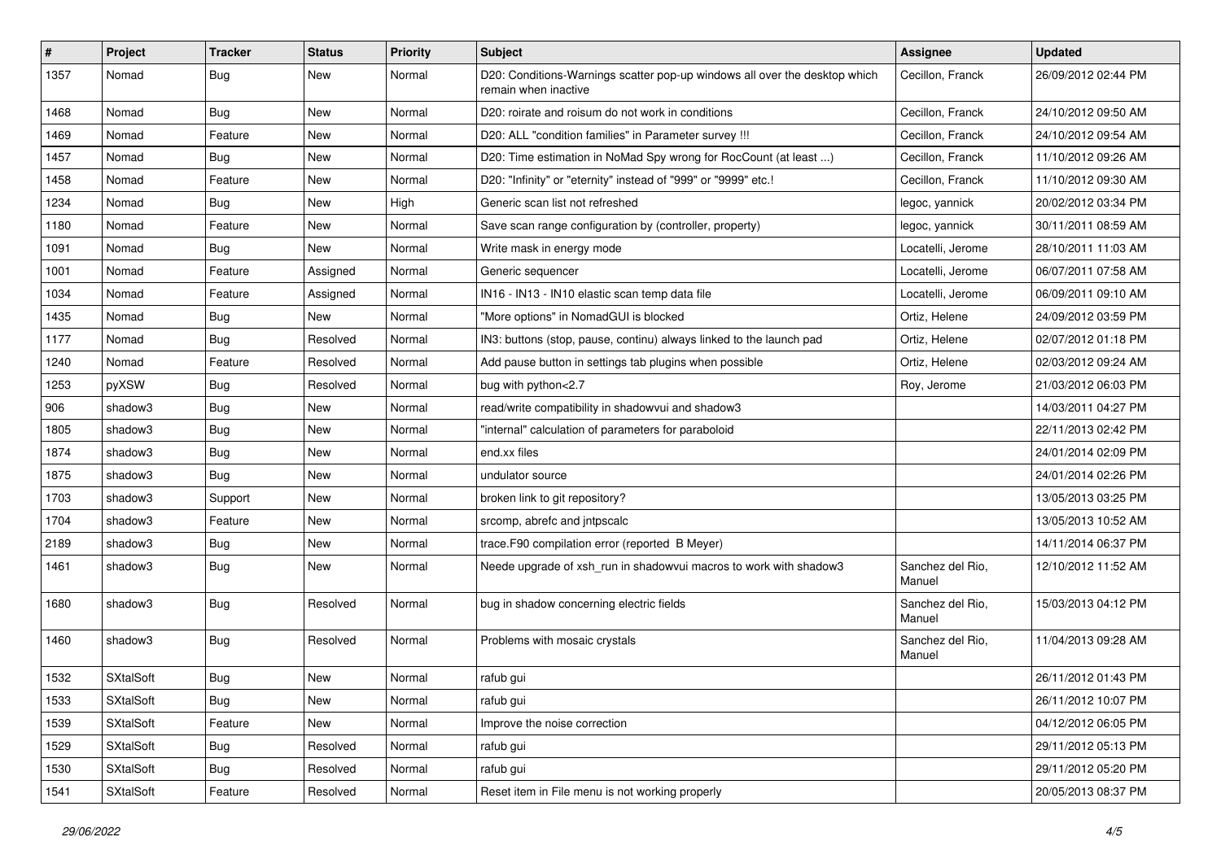| # | Project | Tracker | Status | Priority | Subject | Assignee | Updated |
|---|---|---|---|---|---|---|---|
| 1357 | Nomad | Bug | New | Normal | D20: Conditions-Warnings scatter pop-up windows all over the desktop which remain when inactive | Cecillon, Franck | 26/09/2012 02:44 PM |
| 1468 | Nomad | Bug | New | Normal | D20: roirate and roisum do not work in conditions | Cecillon, Franck | 24/10/2012 09:50 AM |
| 1469 | Nomad | Feature | New | Normal | D20: ALL "condition families" in Parameter survey !!! | Cecillon, Franck | 24/10/2012 09:54 AM |
| 1457 | Nomad | Bug | New | Normal | D20: Time estimation in NoMad Spy wrong for RocCount (at least ...) | Cecillon, Franck | 11/10/2012 09:26 AM |
| 1458 | Nomad | Feature | New | Normal | D20: "Infinity" or "eternity" instead of "999" or "9999" etc.! | Cecillon, Franck | 11/10/2012 09:30 AM |
| 1234 | Nomad | Bug | New | High | Generic scan list not refreshed | legoc, yannick | 20/02/2012 03:34 PM |
| 1180 | Nomad | Feature | New | Normal | Save scan range configuration by (controller, property) | legoc, yannick | 30/11/2011 08:59 AM |
| 1091 | Nomad | Bug | New | Normal | Write mask in energy mode | Locatelli, Jerome | 28/10/2011 11:03 AM |
| 1001 | Nomad | Feature | Assigned | Normal | Generic sequencer | Locatelli, Jerome | 06/07/2011 07:58 AM |
| 1034 | Nomad | Feature | Assigned | Normal | IN16 - IN13 - IN10 elastic scan temp data file | Locatelli, Jerome | 06/09/2011 09:10 AM |
| 1435 | Nomad | Bug | New | Normal | "More options" in NomadGUI is blocked | Ortiz, Helene | 24/09/2012 03:59 PM |
| 1177 | Nomad | Bug | Resolved | Normal | IN3: buttons (stop, pause, continu) always linked to the launch pad | Ortiz, Helene | 02/07/2012 01:18 PM |
| 1240 | Nomad | Feature | Resolved | Normal | Add pause button in settings tab plugins when possible | Ortiz, Helene | 02/03/2012 09:24 AM |
| 1253 | pyXSW | Bug | Resolved | Normal | bug with python<2.7 | Roy, Jerome | 21/03/2012 06:03 PM |
| 906 | shadow3 | Bug | New | Normal | read/write compatibility in shadowvui and shadow3 | | 14/03/2011 04:27 PM |
| 1805 | shadow3 | Bug | New | Normal | "internal" calculation of parameters for paraboloid | | 22/11/2013 02:42 PM |
| 1874 | shadow3 | Bug | New | Normal | end.xx files | | 24/01/2014 02:09 PM |
| 1875 | shadow3 | Bug | New | Normal | undulator source | | 24/01/2014 02:26 PM |
| 1703 | shadow3 | Support | New | Normal | broken link to git repository? | | 13/05/2013 03:25 PM |
| 1704 | shadow3 | Feature | New | Normal | srcomp, abrefc and jntpscalc | | 13/05/2013 10:52 AM |
| 2189 | shadow3 | Bug | New | Normal | trace.F90 compilation error (reported B Meyer) | | 14/11/2014 06:37 PM |
| 1461 | shadow3 | Bug | New | Normal | Neede upgrade of xsh_run in shadowvui macros to work with shadow3 | Sanchez del Rio, Manuel | 12/10/2012 11:52 AM |
| 1680 | shadow3 | Bug | Resolved | Normal | bug in shadow concerning electric fields | Sanchez del Rio, Manuel | 15/03/2013 04:12 PM |
| 1460 | shadow3 | Bug | Resolved | Normal | Problems with mosaic crystals | Sanchez del Rio, Manuel | 11/04/2013 09:28 AM |
| 1532 | SXtalSoft | Bug | New | Normal | rafub gui | | 26/11/2012 01:43 PM |
| 1533 | SXtalSoft | Bug | New | Normal | rafub gui | | 26/11/2012 10:07 PM |
| 1539 | SXtalSoft | Feature | New | Normal | Improve the noise correction | | 04/12/2012 06:05 PM |
| 1529 | SXtalSoft | Bug | Resolved | Normal | rafub gui | | 29/11/2012 05:13 PM |
| 1530 | SXtalSoft | Bug | Resolved | Normal | rafub gui | | 29/11/2012 05:20 PM |
| 1541 | SXtalSoft | Feature | Resolved | Normal | Reset item in File menu is not working properly | | 20/05/2013 08:37 PM |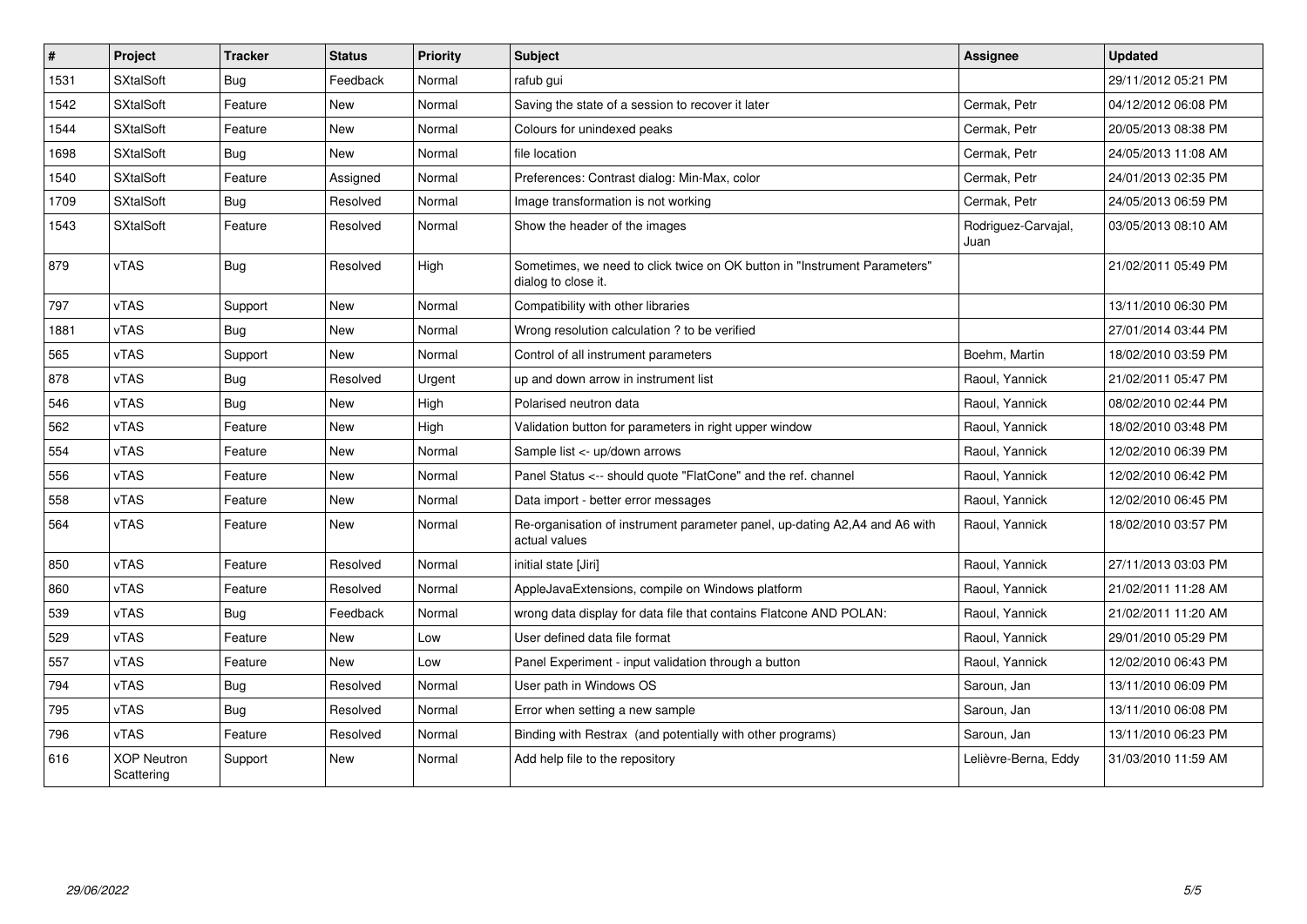| # | Project | Tracker | Status | Priority | Subject | Assignee | Updated |
|---|---|---|---|---|---|---|---|
| 1531 | SXtalSoft | Bug | Feedback | Normal | rafub gui | | 29/11/2012 05:21 PM |
| 1542 | SXtalSoft | Feature | New | Normal | Saving the state of a session to recover it later | Cermak, Petr | 04/12/2012 06:08 PM |
| 1544 | SXtalSoft | Feature | New | Normal | Colours for unindexed peaks | Cermak, Petr | 20/05/2013 08:38 PM |
| 1698 | SXtalSoft | Bug | New | Normal | file location | Cermak, Petr | 24/05/2013 11:08 AM |
| 1540 | SXtalSoft | Feature | Assigned | Normal | Preferences: Contrast dialog: Min-Max, color | Cermak, Petr | 24/01/2013 02:35 PM |
| 1709 | SXtalSoft | Bug | Resolved | Normal | Image transformation is not working | Cermak, Petr | 24/05/2013 06:59 PM |
| 1543 | SXtalSoft | Feature | Resolved | Normal | Show the header of the images | Rodriguez-Carvajal, Juan | 03/05/2013 08:10 AM |
| 879 | vTAS | Bug | Resolved | High | Sometimes, we need to click twice on OK button in "Instrument Parameters" dialog to close it. | | 21/02/2011 05:49 PM |
| 797 | vTAS | Support | New | Normal | Compatibility with other libraries | | 13/11/2010 06:30 PM |
| 1881 | vTAS | Bug | New | Normal | Wrong resolution calculation ? to be verified | | 27/01/2014 03:44 PM |
| 565 | vTAS | Support | New | Normal | Control of all instrument parameters | Boehm, Martin | 18/02/2010 03:59 PM |
| 878 | vTAS | Bug | Resolved | Urgent | up and down arrow in instrument list | Raoul, Yannick | 21/02/2011 05:47 PM |
| 546 | vTAS | Bug | New | High | Polarised neutron data | Raoul, Yannick | 08/02/2010 02:44 PM |
| 562 | vTAS | Feature | New | High | Validation button for parameters in right upper window | Raoul, Yannick | 18/02/2010 03:48 PM |
| 554 | vTAS | Feature | New | Normal | Sample list <- up/down arrows | Raoul, Yannick | 12/02/2010 06:39 PM |
| 556 | vTAS | Feature | New | Normal | Panel Status <-- should quote "FlatCone" and the ref. channel | Raoul, Yannick | 12/02/2010 06:42 PM |
| 558 | vTAS | Feature | New | Normal | Data import - better error messages | Raoul, Yannick | 12/02/2010 06:45 PM |
| 564 | vTAS | Feature | New | Normal | Re-organisation of instrument parameter panel, up-dating A2,A4 and A6 with actual values | Raoul, Yannick | 18/02/2010 03:57 PM |
| 850 | vTAS | Feature | Resolved | Normal | initial state [Jiri] | Raoul, Yannick | 27/11/2013 03:03 PM |
| 860 | vTAS | Feature | Resolved | Normal | AppleJavaExtensions, compile on Windows platform | Raoul, Yannick | 21/02/2011 11:28 AM |
| 539 | vTAS | Bug | Feedback | Normal | wrong data display for data file that contains Flatcone AND POLAN: | Raoul, Yannick | 21/02/2011 11:20 AM |
| 529 | vTAS | Feature | New | Low | User defined data file format | Raoul, Yannick | 29/01/2010 05:29 PM |
| 557 | vTAS | Feature | New | Low | Panel Experiment - input validation through a button | Raoul, Yannick | 12/02/2010 06:43 PM |
| 794 | vTAS | Bug | Resolved | Normal | User path in Windows OS | Saroun, Jan | 13/11/2010 06:09 PM |
| 795 | vTAS | Bug | Resolved | Normal | Error when setting a new sample | Saroun, Jan | 13/11/2010 06:08 PM |
| 796 | vTAS | Feature | Resolved | Normal | Binding with Restrax (and potentially with other programs) | Saroun, Jan | 13/11/2010 06:23 PM |
| 616 | XOP Neutron Scattering | Support | New | Normal | Add help file to the repository | Lelièvre-Berna, Eddy | 31/03/2010 11:59 AM |